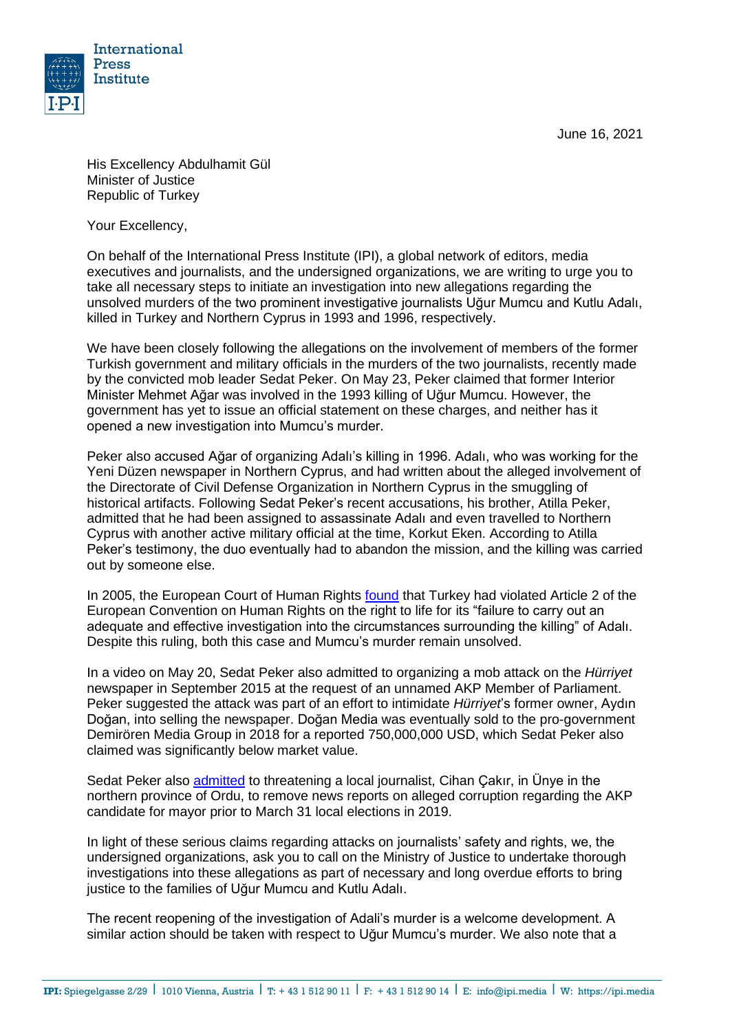June 16, 2021

His Excellency Abdulhamit Gül
Minister of Justice
Republic of Turkey

Your Excellency,

On behalf of the International Press Institute (IPI), a global network of editors, media executives and journalists, and the undersigned organizations, we are writing to urge you to take all necessary steps to initiate an investigation into new allegations regarding the unsolved murders of the two prominent investigative journalists Uğur Mumcu and Kutlu Adalı, killed in Turkey and Northern Cyprus in 1993 and 1996, respectively.

We have been closely following the allegations on the involvement of members of the former Turkish government and military officials in the murders of the two journalists, recently made by the convicted mob leader Sedat Peker. On May 23, Peker claimed that former Interior Minister Mehmet Ağar was involved in the 1993 killing of Uğur Mumcu. However, the government has yet to issue an official statement on these charges, and neither has it opened a new investigation into Mumcu's murder.

Peker also accused Ağar of organizing Adalı's killing in 1996. Adalı, who was working for the Yeni Düzen newspaper in Northern Cyprus, and had written about the alleged involvement of the Directorate of Civil Defense Organization in Northern Cyprus in the smuggling of historical artifacts. Following Sedat Peker's recent accusations, his brother, Atilla Peker, admitted that he had been assigned to assassinate Adalı and even travelled to Northern Cyprus with another active military official at the time, Korkut Eken. According to Atilla Peker's testimony, the duo eventually had to abandon the mission, and the killing was carried out by someone else.

In 2005, the European Court of Human Rights found that Turkey had violated Article 2 of the European Convention on Human Rights on the right to life for its "failure to carry out an adequate and effective investigation into the circumstances surrounding the killing" of Adalı. Despite this ruling, both this case and Mumcu's murder remain unsolved.

In a video on May 20, Sedat Peker also admitted to organizing a mob attack on the *Hürriyet* newspaper in September 2015 at the request of an unnamed AKP Member of Parliament. Peker suggested the attack was part of an effort to intimidate *Hürriyet*'s former owner, Aydın Doğan, into selling the newspaper. Doğan Media was eventually sold to the pro-government Demirören Media Group in 2018 for a reported 750,000,000 USD, which Sedat Peker also claimed was significantly below market value.

Sedat Peker also admitted to threatening a local journalist, Cihan Çakır, in Ünye in the northern province of Ordu, to remove news reports on alleged corruption regarding the AKP candidate for mayor prior to March 31 local elections in 2019.

In light of these serious claims regarding attacks on journalists' safety and rights, we, the undersigned organizations, ask you to call on the Ministry of Justice to undertake thorough investigations into these allegations as part of necessary and long overdue efforts to bring justice to the families of Uğur Mumcu and Kutlu Adalı.

The recent reopening of the investigation of Adali's murder is a welcome development. A similar action should be taken with respect to Uğur Mumcu's murder. We also note that a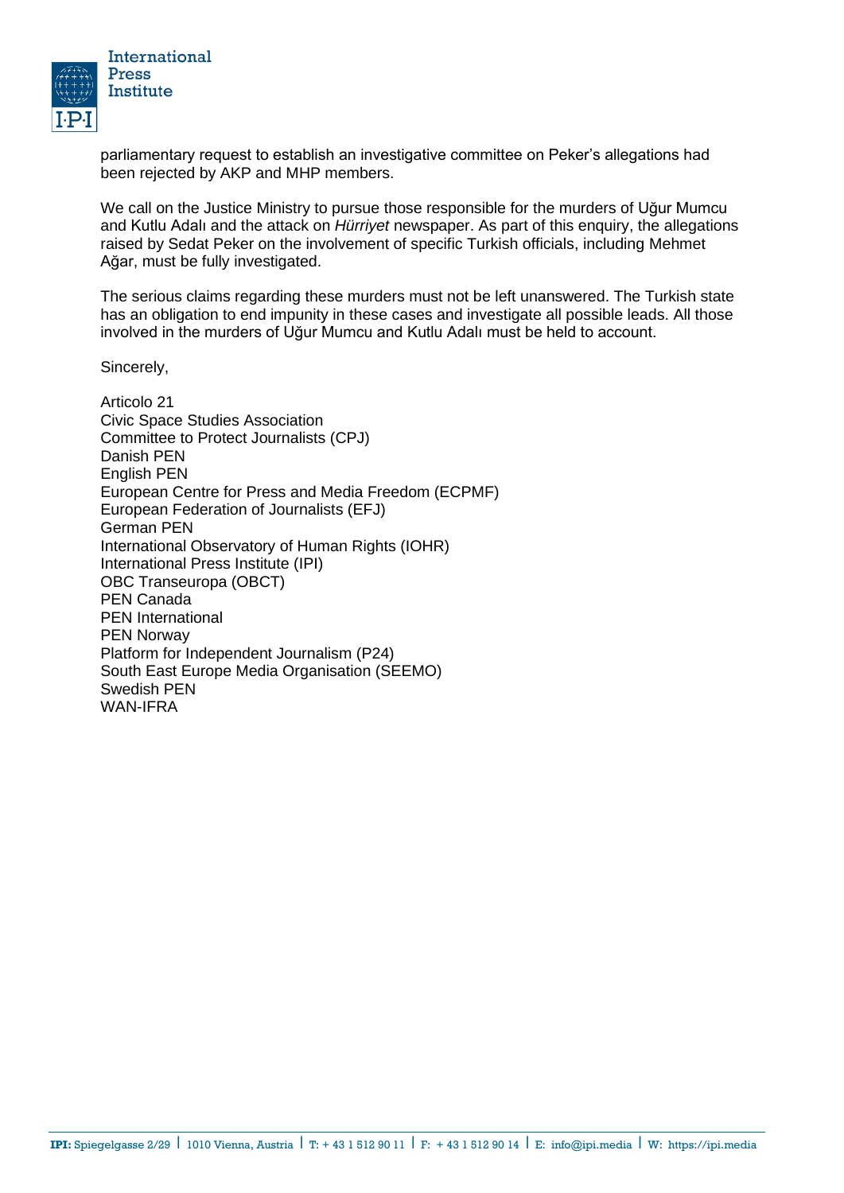parliamentary request to establish an investigative committee on Peker's allegations had been rejected by AKP and MHP members.

We call on the Justice Ministry to pursue those responsible for the murders of Uğur Mumcu and Kutlu Adalı and the attack on *Hürriyet* newspaper. As part of this enquiry, the allegations raised by Sedat Peker on the involvement of specific Turkish officials, including Mehmet Ağar, must be fully investigated.

The serious claims regarding these murders must not be left unanswered. The Turkish state has an obligation to end impunity in these cases and investigate all possible leads. All those involved in the murders of Uğur Mumcu and Kutlu Adalı must be held to account.

Sincerely,

Articolo 21
Civic Space Studies Association
Committee to Protect Journalists (CPJ)
Danish PEN
English PEN
European Centre for Press and Media Freedom (ECPMF)
European Federation of Journalists (EFJ)
German PEN
International Observatory of Human Rights (IOHR)
International Press Institute (IPI)
OBC Transeuropa (OBCT)
PEN Canada
PEN International
PEN Norway
Platform for Independent Journalism (P24)
South East Europe Media Organisation (SEEMO)
Swedish PEN
WAN-IFRA